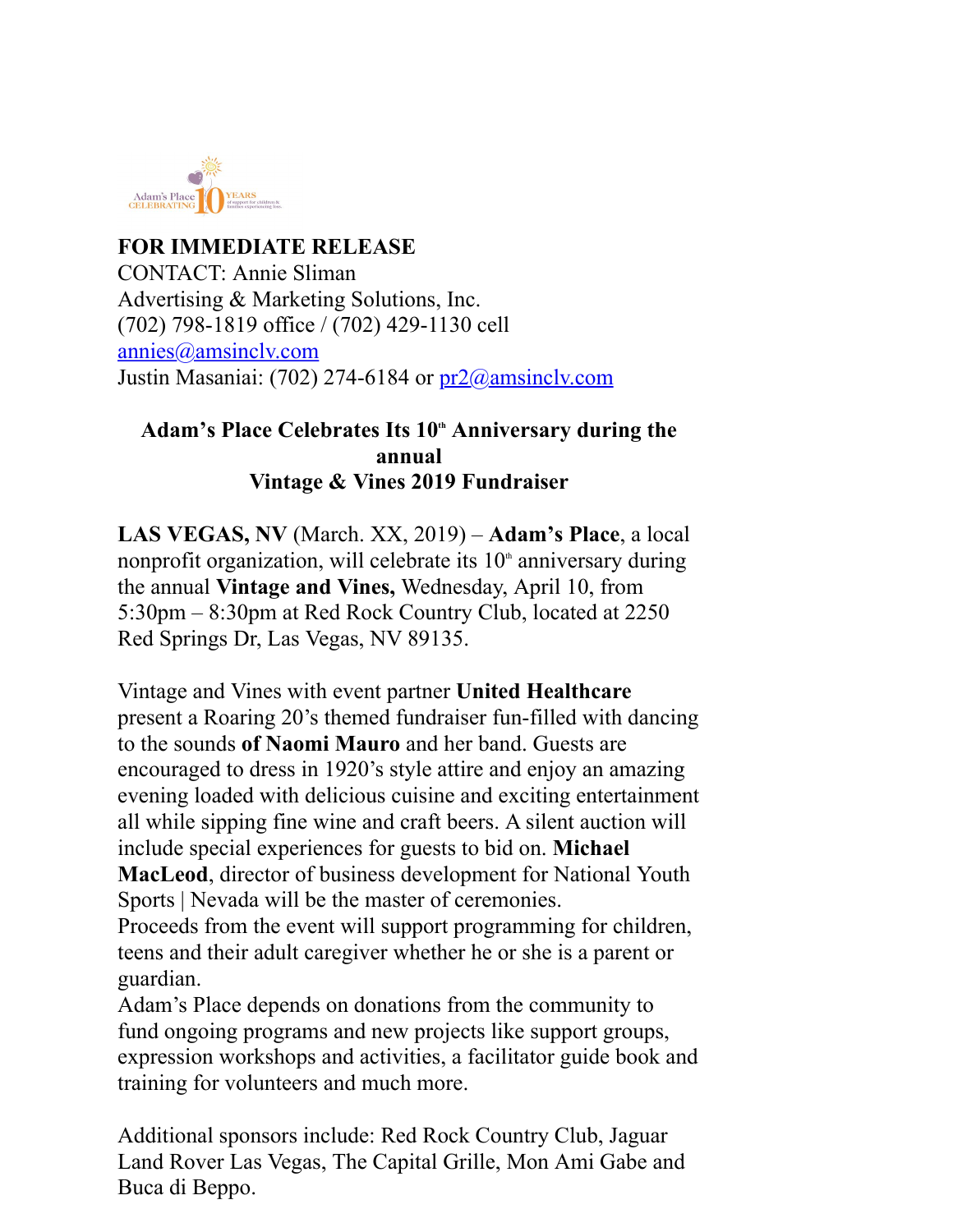**FOR IMMEDIATE RELEASE**
CONTACT: Annie Sliman
Advertising & Marketing Solutions, Inc.
(702) 798-1819 office / (702) 429-1130 cell
annies@amsinclv.com
Justin Masaniai: (702) 274-6184 or pr2@amsinclv.com

## Adam's Place Celebrates Its 10th Anniversary during the annual Vintage & Vines 2019 Fundraiser

**LAS VEGAS, NV** (March. XX, 2019) – **Adam's Place**, a local nonprofit organization, will celebrate its 10th anniversary during the annual **Vintage and Vines,** Wednesday, April 10, from 5:30pm – 8:30pm at Red Rock Country Club, located at 2250 Red Springs Dr, Las Vegas, NV 89135.

Vintage and Vines with event partner **United Healthcare** present a Roaring 20's themed fundraiser fun-filled with dancing to the sounds **of Naomi Mauro** and her band. Guests are encouraged to dress in 1920's style attire and enjoy an amazing evening loaded with delicious cuisine and exciting entertainment all while sipping fine wine and craft beers. A silent auction will include special experiences for guests to bid on. **Michael MacLeod**, director of business development for National Youth Sports | Nevada will be the master of ceremonies.
Proceeds from the event will support programming for children, teens and their adult caregiver whether he or she is a parent or guardian.
Adam's Place depends on donations from the community to fund ongoing programs and new projects like support groups, expression workshops and activities, a facilitator guide book and training for volunteers and much more.

Additional sponsors include: Red Rock Country Club, Jaguar Land Rover Las Vegas, The Capital Grille, Mon Ami Gabe and Buca di Beppo.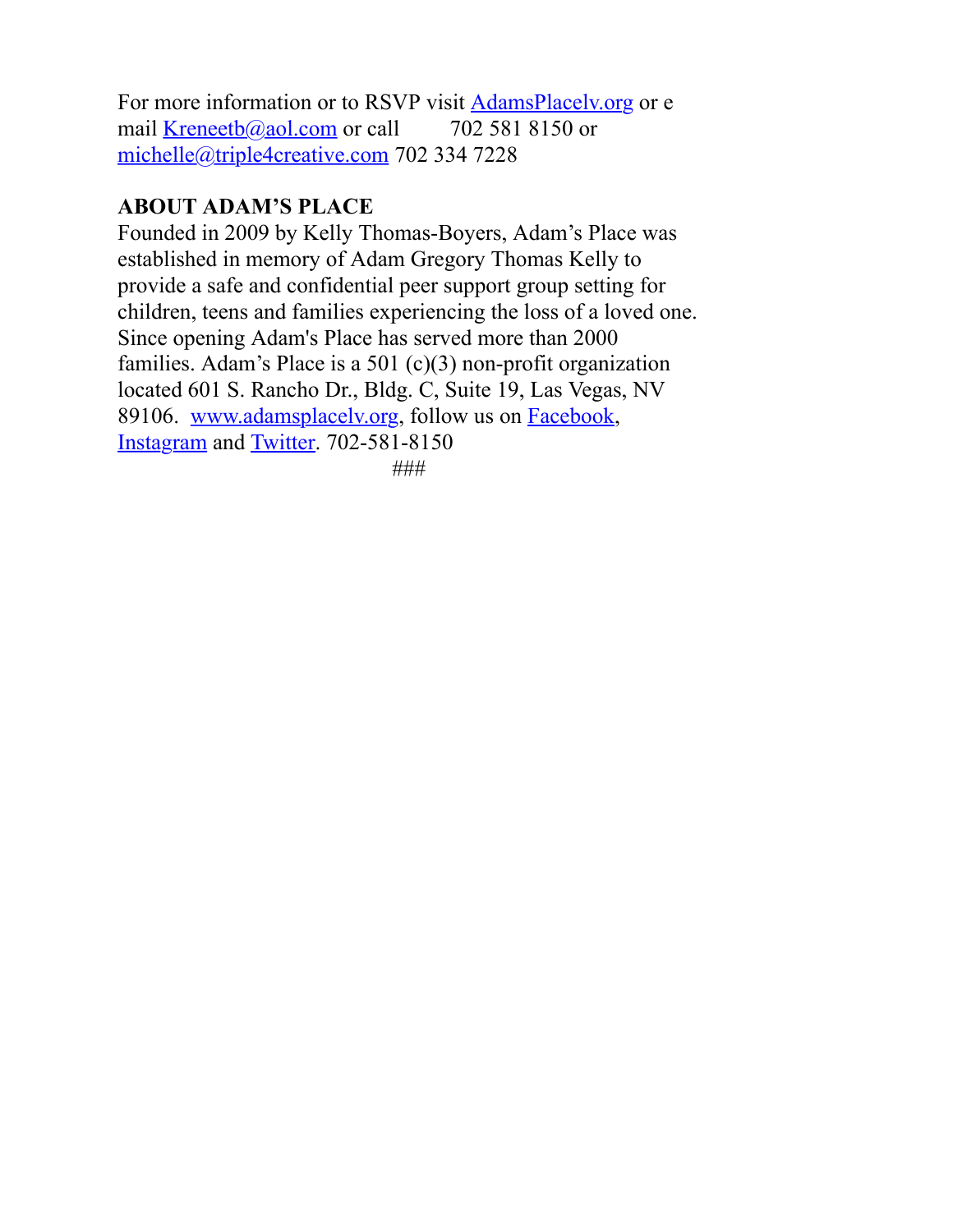For more information or to RSVP visit [AdamsPlacelv.org](http://AdamsPlacelv.org) or e mail [Kreneetb@aol.com](mailto:Kreneetb@aol.com) or call 702 581 8150 or [michelle@triple4creative.com](mailto:michelle@triple4creative.com) 702 334 7228

**ABOUT ADAM'S PLACE**

Founded in 2009 by Kelly Thomas-Boyers, Adam's Place was established in memory of Adam Gregory Thomas Kelly to provide a safe and confidential peer support group setting for children, teens and families experiencing the loss of a loved one. Since opening Adam's Place has served more than 2000 families. Adam's Place is a 501 (c)(3) non-profit organization located 601 S. Rancho Dr., Bldg. C, Suite 19, Las Vegas, NV 89106. [www.adamsplacelv.org](http://www.adamsplacelv.org), follow us on Facebook, Instagram and Twitter. 702-581-8150

###